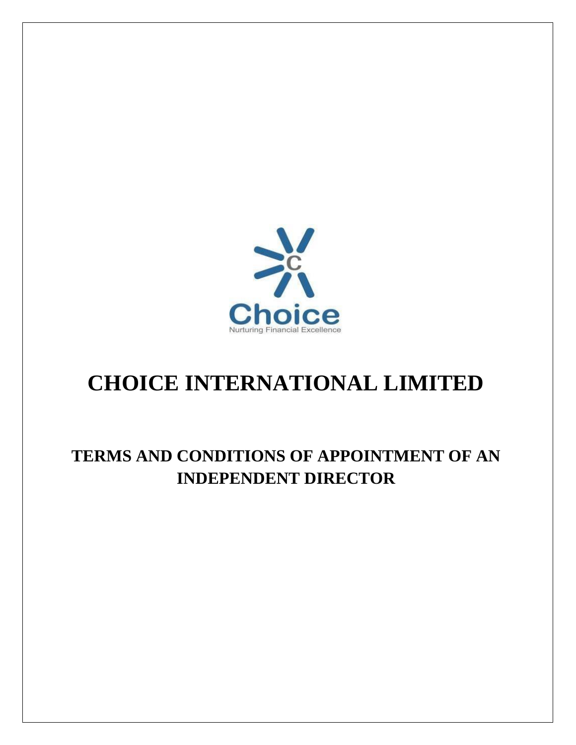# CHOICE INTERNATIONAL LIMITED

## TERMS AND CONDITIONS OF APPOINTMENT OF AN INDEPENDENT DIRECTOR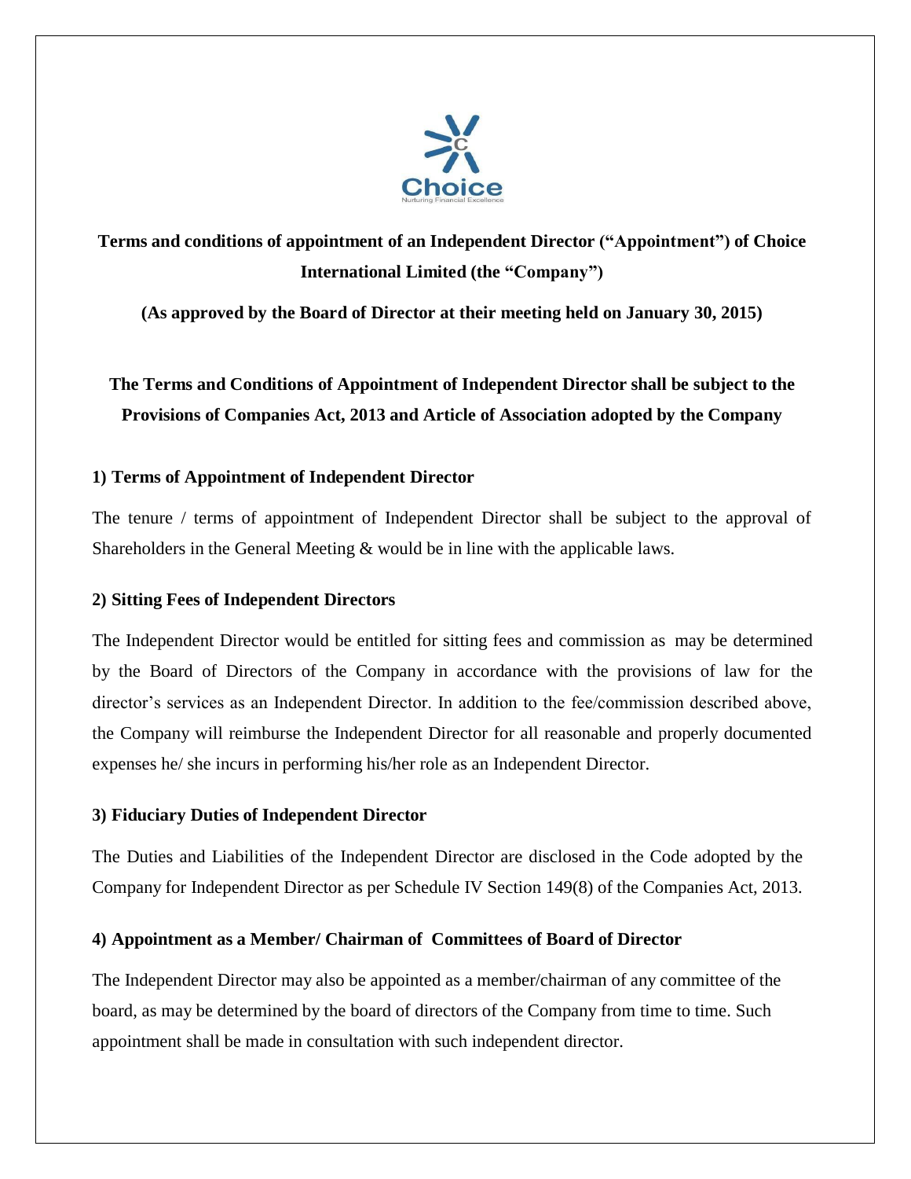**Terms and conditions of appointment of an Independent Director ("Appointment") of Choice International Limited (the "Company")**

**(As approved by the Board of Director at their meeting held on January 30, 2015)**

**The Terms and Conditions of Appointment of Independent Director shall be subject to the Provisions of Companies Act, 2013 and Article of Association adopted by the Company**

**1) Terms of Appointment of Independent Director**

The tenure / terms of appointment of Independent Director shall be subject to the approval of Shareholders in the General Meeting & would be in line with the applicable laws.

**2) Sitting Fees of Independent Directors**

The Independent Director would be entitled for sitting fees and commission as may be determined by the Board of Directors of the Company in accordance with the provisions of law for the director's services as an Independent Director. In addition to the fee/commission described above, the Company will reimburse the Independent Director for all reasonable and properly documented expenses he/ she incurs in performing his/her role as an Independent Director.

**3) Fiduciary Duties of Independent Director**

The Duties and Liabilities of the Independent Director are disclosed in the Code adopted by the Company for Independent Director as per Schedule IV Section 149(8) of the Companies Act, 2013.

**4) Appointment as a Member/ Chairman of Committees of Board of Director**

The Independent Director may also be appointed as a member/chairman of any committee of the board, as may be determined by the board of directors of the Company from time to time. Such appointment shall be made in consultation with such independent director.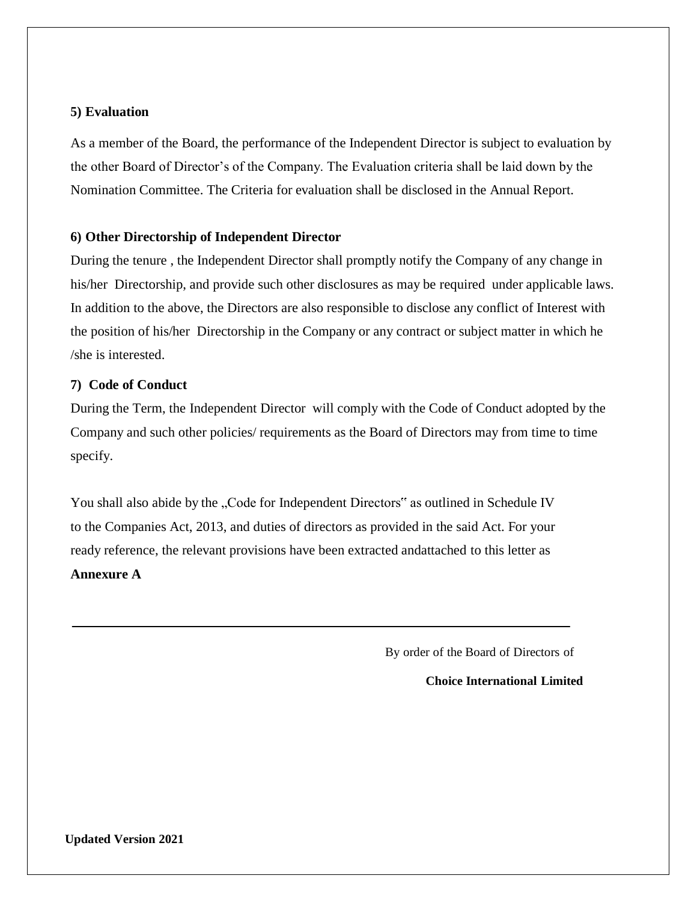**5) Evaluation**

As a member of the Board, the performance of the Independent Director is subject to evaluation by the other Board of Director's of the Company. The Evaluation criteria shall be laid down by the Nomination Committee. The Criteria for evaluation shall be disclosed in the Annual Report.

**6) Other Directorship of Independent Director**

During the tenure , the Independent Director shall promptly notify the Company of any change in his/her Directorship, and provide such other disclosures as may be required under applicable laws. In addition to the above, the Directors are also responsible to disclose any conflict of Interest with the position of his/her Directorship in the Company or any contract or subject matter in which he /she is interested.

**7) Code of Conduct**

During the Term, the Independent Director will comply with the Code of Conduct adopted by the Company and such other policies/ requirements as the Board of Directors may from time to time specify.

You shall also abide by the „Code for Independent Directors" as outlined in Schedule IV to the Companies Act, 2013, and duties of directors as provided in the said Act. For your ready reference, the relevant provisions have been extracted andattached to this letter as **Annexure A**

---

By order of the Board of Directors of

**Choice International Limited**

**Updated Version 2021**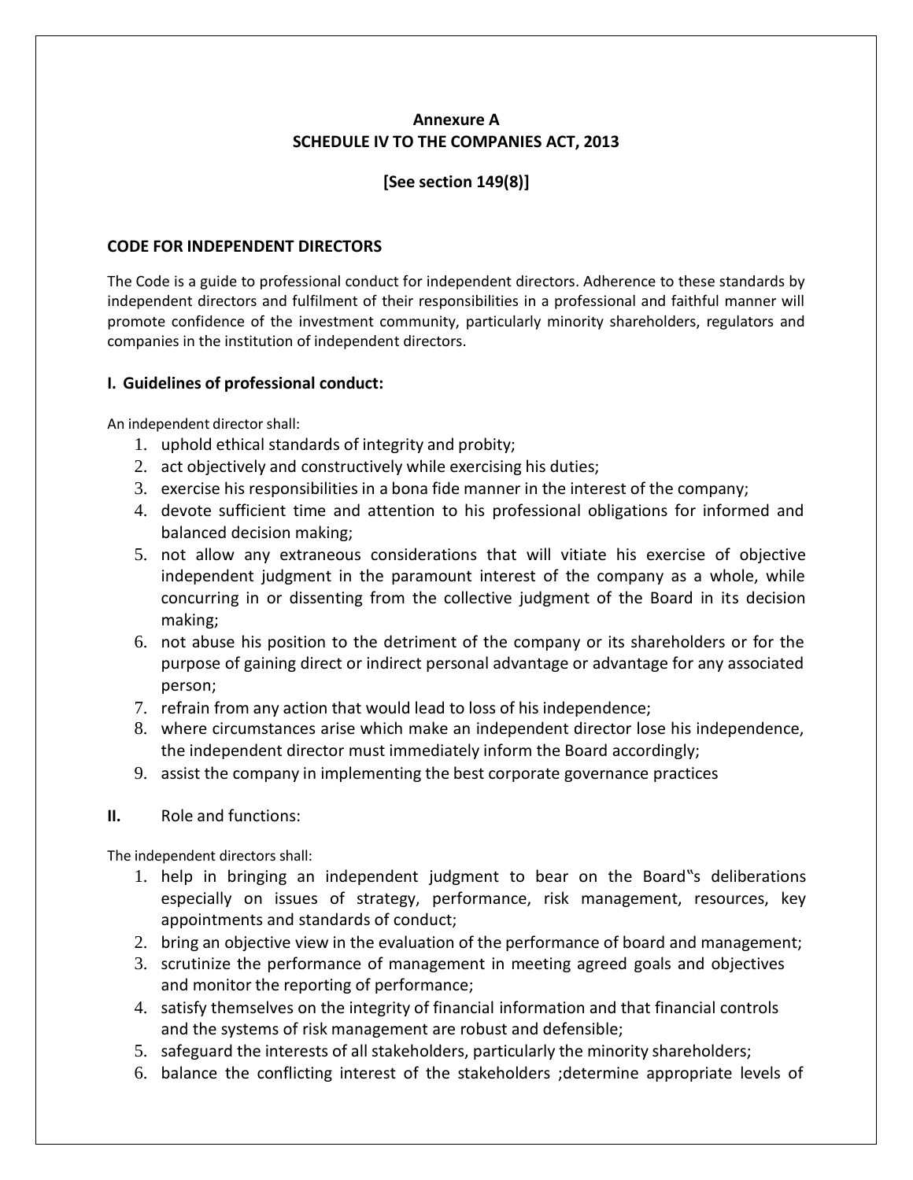**Annexure A**
**SCHEDULE IV TO THE COMPANIES ACT, 2013**

**[See section 149(8)]**

## CODE FOR INDEPENDENT DIRECTORS

The Code is a guide to professional conduct for independent directors. Adherence to these standards by independent directors and fulfilment of their responsibilities in a professional and faithful manner will promote confidence of the investment community, particularly minority shareholders, regulators and companies in the institution of independent directors.

### I. Guidelines of professional conduct:

An independent director shall:

1. uphold ethical standards of integrity and probity;
2. act objectively and constructively while exercising his duties;
3. exercise his responsibilities in a bona fide manner in the interest of the company;
4. devote sufficient time and attention to his professional obligations for informed and balanced decision making;
5. not allow any extraneous considerations that will vitiate his exercise of objective independent judgment in the paramount interest of the company as a whole, while concurring in or dissenting from the collective judgment of the Board in its decision making;
6. not abuse his position to the detriment of the company or its shareholders or for the purpose of gaining direct or indirect personal advantage or advantage for any associated person;
7. refrain from any action that would lead to loss of his independence;
8. where circumstances arise which make an independent director lose his independence, the independent director must immediately inform the Board accordingly;
9. assist the company in implementing the best corporate governance practices

**II.** Role and functions:

The independent directors shall:

1. help in bringing an independent judgment to bear on the Board‟s deliberations especially on issues of strategy, performance, risk management, resources, key appointments and standards of conduct;
2. bring an objective view in the evaluation of the performance of board and management;
3. scrutinize the performance of management in meeting agreed goals and objectives and monitor the reporting of performance;
4. satisfy themselves on the integrity of financial information and that financial controls and the systems of risk management are robust and defensible;
5. safeguard the interests of all stakeholders, particularly the minority shareholders;
6. balance the conflicting interest of the stakeholders ;determine appropriate levels of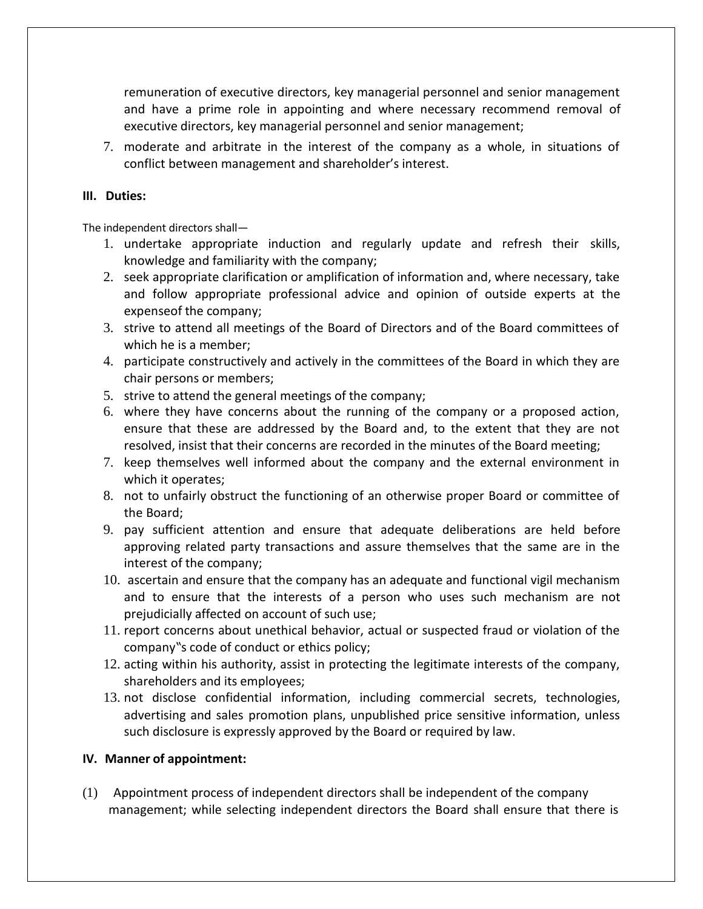remuneration of executive directors, key managerial personnel and senior management and have a prime role in appointing and where necessary recommend removal of executive directors, key managerial personnel and senior management;

7. moderate and arbitrate in the interest of the company as a whole, in situations of conflict between management and shareholder's interest.

**III. Duties:**

The independent directors shall—

1. undertake appropriate induction and regularly update and refresh their skills, knowledge and familiarity with the company;
2. seek appropriate clarification or amplification of information and, where necessary, take and follow appropriate professional advice and opinion of outside experts at the expenseof the company;
3. strive to attend all meetings of the Board of Directors and of the Board committees of which he is a member;
4. participate constructively and actively in the committees of the Board in which they are chair persons or members;
5. strive to attend the general meetings of the company;
6. where they have concerns about the running of the company or a proposed action, ensure that these are addressed by the Board and, to the extent that they are not resolved, insist that their concerns are recorded in the minutes of the Board meeting;
7. keep themselves well informed about the company and the external environment in which it operates;
8. not to unfairly obstruct the functioning of an otherwise proper Board or committee of the Board;
9. pay sufficient attention and ensure that adequate deliberations are held before approving related party transactions and assure themselves that the same are in the interest of the company;
10. ascertain and ensure that the company has an adequate and functional vigil mechanism and to ensure that the interests of a person who uses such mechanism are not prejudicially affected on account of such use;
11. report concerns about unethical behavior, actual or suspected fraud or violation of the company"s code of conduct or ethics policy;
12. acting within his authority, assist in protecting the legitimate interests of the company, shareholders and its employees;
13. not disclose confidential information, including commercial secrets, technologies, advertising and sales promotion plans, unpublished price sensitive information, unless such disclosure is expressly approved by the Board or required by law.

**IV. Manner of appointment:**

(1) Appointment process of independent directors shall be independent of the company management; while selecting independent directors the Board shall ensure that there is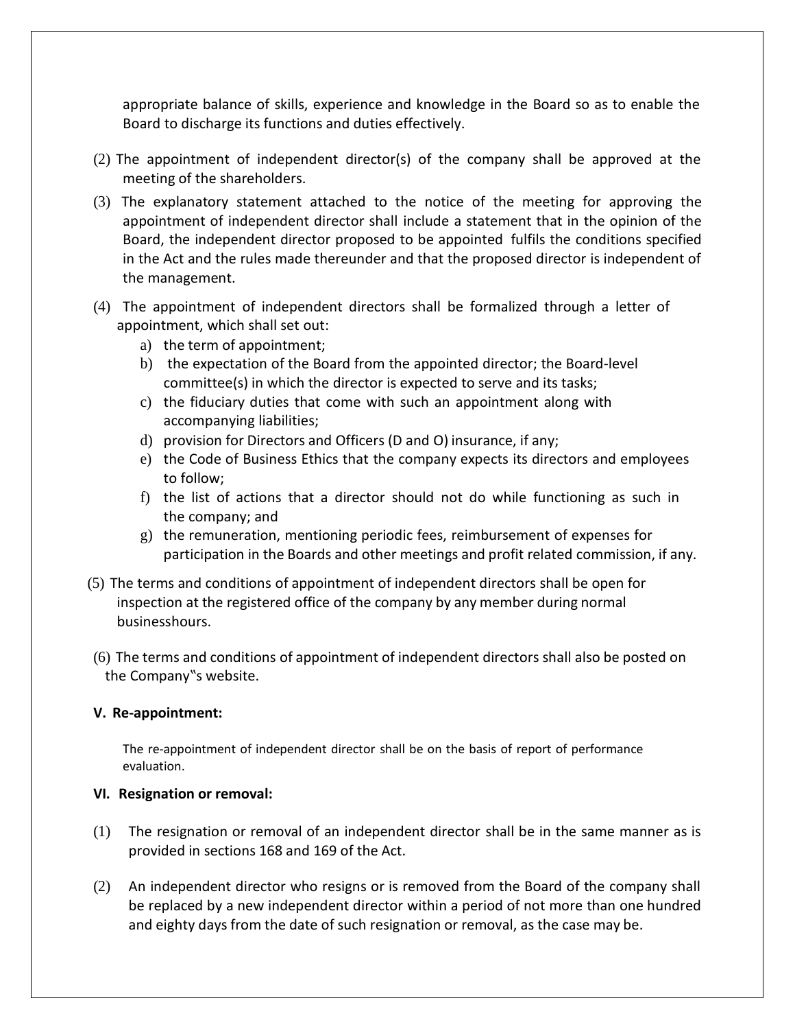appropriate balance of skills, experience and knowledge in the Board so as to enable the Board to discharge its functions and duties effectively.

(2) The appointment of independent director(s) of the company shall be approved at the meeting of the shareholders.

(3) The explanatory statement attached to the notice of the meeting for approving the appointment of independent director shall include a statement that in the opinion of the Board, the independent director proposed to be appointed fulfils the conditions specified in the Act and the rules made thereunder and that the proposed director is independent of the management.

(4) The appointment of independent directors shall be formalized through a letter of appointment, which shall set out:

a) the term of appointment;
b) the expectation of the Board from the appointed director; the Board-level committee(s) in which the director is expected to serve and its tasks;
c) the fiduciary duties that come with such an appointment along with accompanying liabilities;
d) provision for Directors and Officers (D and O) insurance, if any;
e) the Code of Business Ethics that the company expects its directors and employees to follow;
f) the list of actions that a director should not do while functioning as such in the company; and
g) the remuneration, mentioning periodic fees, reimbursement of expenses for participation in the Boards and other meetings and profit related commission, if any.

(5) The terms and conditions of appointment of independent directors shall be open for inspection at the registered office of the company by any member during normal businesshours.

(6) The terms and conditions of appointment of independent directors shall also be posted on the Company"s website.

**V. Re-appointment:**

The re-appointment of independent director shall be on the basis of report of performance evaluation.

**VI. Resignation or removal:**

(1) The resignation or removal of an independent director shall be in the same manner as is provided in sections 168 and 169 of the Act.

(2) An independent director who resigns or is removed from the Board of the company shall be replaced by a new independent director within a period of not more than one hundred and eighty days from the date of such resignation or removal, as the case may be.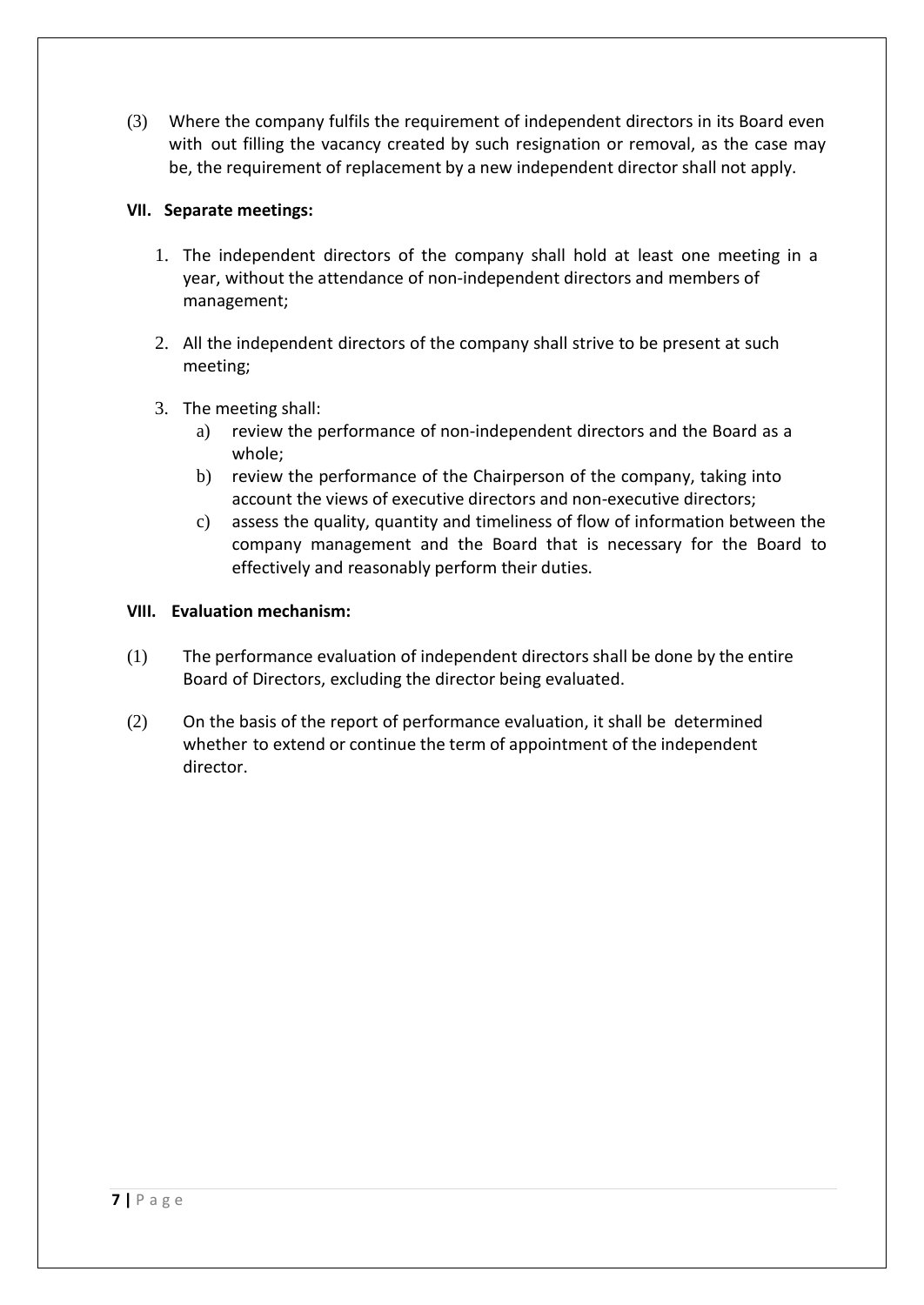(3) Where the company fulfils the requirement of independent directors in its Board even with out filling the vacancy created by such resignation or removal, as the case may be, the requirement of replacement by a new independent director shall not apply.

### VII. Separate meetings:

1. The independent directors of the company shall hold at least one meeting in a year, without the attendance of non-independent directors and members of management;

2. All the independent directors of the company shall strive to be present at such meeting;

3. The meeting shall:
   a) review the performance of non-independent directors and the Board as a whole;
   b) review the performance of the Chairperson of the company, taking into account the views of executive directors and non-executive directors;
   c) assess the quality, quantity and timeliness of flow of information between the company management and the Board that is necessary for the Board to effectively and reasonably perform their duties.

### VIII. Evaluation mechanism:

(1) The performance evaluation of independent directors shall be done by the entire Board of Directors, excluding the director being evaluated.

(2) On the basis of the report of performance evaluation, it shall be determined whether to extend or continue the term of appointment of the independent director.